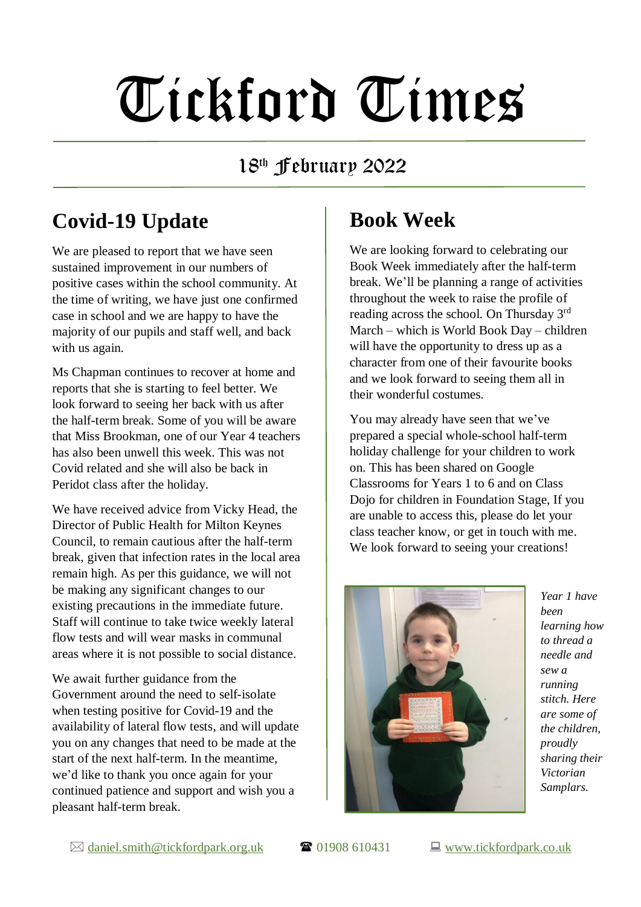# Tickford Times

18th February 2022

## Covid-19 Update

We are pleased to report that we have seen sustained improvement in our numbers of positive cases within the school community. At the time of writing, we have just one confirmed case in school and we are happy to have the majority of our pupils and staff well, and back with us again.

Ms Chapman continues to recover at home and reports that she is starting to feel better. We look forward to seeing her back with us after the half-term break. Some of you will be aware that Miss Brookman, one of our Year 4 teachers has also been unwell this week. This was not Covid related and she will also be back in Peridot class after the holiday.

We have received advice from Vicky Head, the Director of Public Health for Milton Keynes Council, to remain cautious after the half-term break, given that infection rates in the local area remain high. As per this guidance, we will not be making any significant changes to our existing precautions in the immediate future. Staff will continue to take twice weekly lateral flow tests and will wear masks in communal areas where it is not possible to social distance.

We await further guidance from the Government around the need to self-isolate when testing positive for Covid-19 and the availability of lateral flow tests, and will update you on any changes that need to be made at the start of the next half-term. In the meantime, we'd like to thank you once again for your continued patience and support and wish you a pleasant half-term break.

## Book Week

We are looking forward to celebrating our Book Week immediately after the half-term break. We'll be planning a range of activities throughout the week to raise the profile of reading across the school. On Thursday 3rd March – which is World Book Day – children will have the opportunity to dress up as a character from one of their favourite books and we look forward to seeing them all in their wonderful costumes.

You may already have seen that we've prepared a special whole-school half-term holiday challenge for your children to work on. This has been shared on Google Classrooms for Years 1 to 6 and on Class Dojo for children in Foundation Stage, If you are unable to access this, please do let your class teacher know, or get in touch with me. We look forward to seeing your creations!

*Year 1 have been learning how to thread a needle and sew a running stitch. Here are some of the children, proudly sharing their Victorian Samplars.*

✉ daniel.smith@tickfordpark.org.uk ☎ 01908 610431 💻 www.tickfordpark.co.uk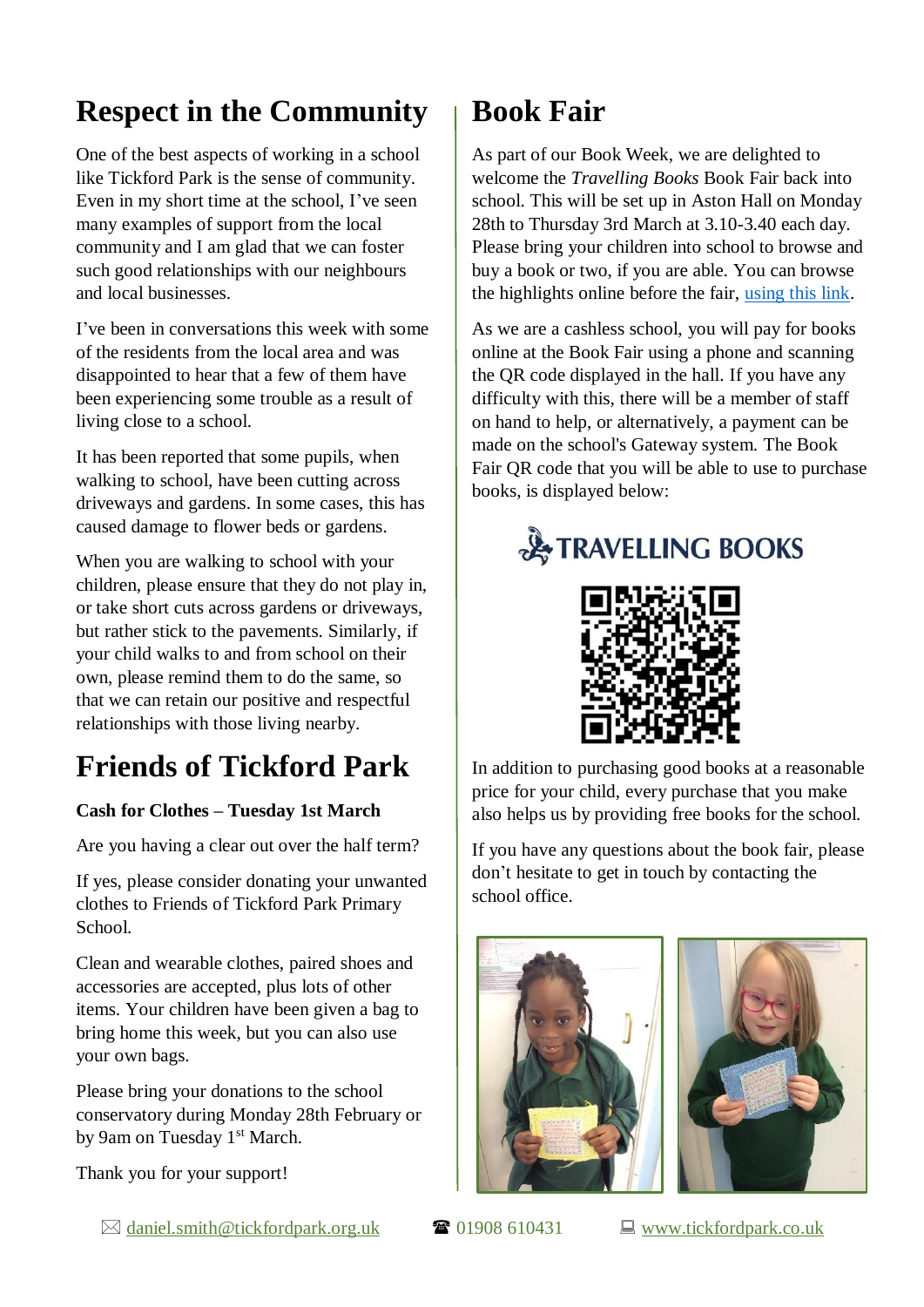# Respect in the Community

One of the best aspects of working in a school like Tickford Park is the sense of community. Even in my short time at the school, I've seen many examples of support from the local community and I am glad that we can foster such good relationships with our neighbours and local businesses.

I've been in conversations this week with some of the residents from the local area and was disappointed to hear that a few of them have been experiencing some trouble as a result of living close to a school.

It has been reported that some pupils, when walking to school, have been cutting across driveways and gardens. In some cases, this has caused damage to flower beds or gardens.

When you are walking to school with your children, please ensure that they do not play in, or take short cuts across gardens or driveways, but rather stick to the pavements. Similarly, if your child walks to and from school on their own, please remind them to do the same, so that we can retain our positive and respectful relationships with those living nearby.

# Friends of Tickford Park

**Cash for Clothes – Tuesday 1st March**

Are you having a clear out over the half term?

If yes, please consider donating your unwanted clothes to Friends of Tickford Park Primary School.

Clean and wearable clothes, paired shoes and accessories are accepted, plus lots of other items. Your children have been given a bag to bring home this week, but you can also use your own bags.

Please bring your donations to the school conservatory during Monday 28th February or by 9am on Tuesday 1st March.

Thank you for your support!

# Book Fair

As part of our Book Week, we are delighted to welcome the *Travelling Books* Book Fair back into school. This will be set up in Aston Hall on Monday 28th to Thursday 3rd March at 3.10-3.40 each day. Please bring your children into school to browse and buy a book or two, if you are able. You can browse the highlights online before the fair, using this link.

As we are a cashless school, you will pay for books online at the Book Fair using a phone and scanning the QR code displayed in the hall. If you have any difficulty with this, there will be a member of staff on hand to help, or alternatively, a payment can be made on the school's Gateway system. The Book Fair QR code that you will be able to use to purchase books, is displayed below:

TRAVELLING BOOKS

In addition to purchasing good books at a reasonable price for your child, every purchase that you make also helps us by providing free books for the school.

If you have any questions about the book fair, please don't hesitate to get in touch by contacting the school office.

daniel.smith@tickfordpark.org.uk | 01908 610431 | www.tickfordpark.co.uk